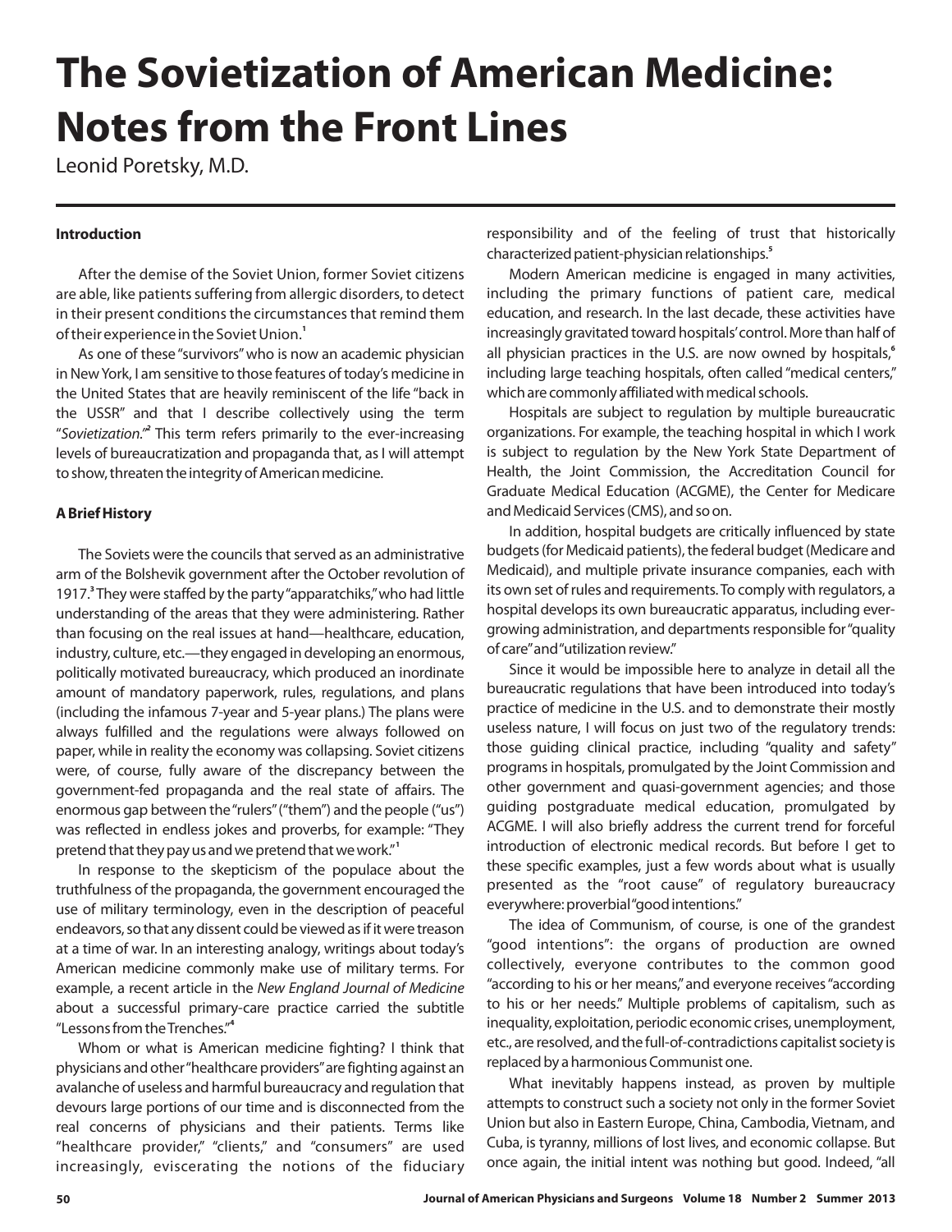# The Sovietization of American Medicine: Notes from the Front Lines

Leonid Poretsky, M.D.

### Introduction

After the demise of the Soviet Union, former Soviet citizens are able, like patients suffering from allergic disorders, to detect in their present conditions the circumstances that remind them of their experience in the Soviet Union.[1]

As one of these "survivors" who is now an academic physician in New York, I am sensitive to those features of today's medicine in the United States that are heavily reminiscent of the life "back in the USSR" and that I describe collectively using the term "*Sovietization*."[2] This term refers primarily to the ever-increasing levels of bureaucratization and propaganda that, as I will attempt to show, threaten the integrity of American medicine.

### A Brief History

The Soviets were the councils that served as an administrative arm of the Bolshevik government after the October revolution of 1917.[3] They were staffed by the party "apparatchiks," who had little understanding of the areas that they were administering. Rather than focusing on the real issues at hand—healthcare, education, industry, culture, etc.—they engaged in developing an enormous, politically motivated bureaucracy, which produced an inordinate amount of mandatory paperwork, rules, regulations, and plans (including the infamous 7-year and 5-year plans.) The plans were always fulfilled and the regulations were always followed on paper, while in reality the economy was collapsing. Soviet citizens were, of course, fully aware of the discrepancy between the government-fed propaganda and the real state of affairs. The enormous gap between the "rulers" ("them") and the people ("us") was reflected in endless jokes and proverbs, for example: "They pretend that they pay us and we pretend that we work."[1]

In response to the skepticism of the populace about the truthfulness of the propaganda, the government encouraged the use of military terminology, even in the description of peaceful endeavors, so that any dissent could be viewed as if it were treason at a time of war. In an interesting analogy, writings about today's American medicine commonly make use of military terms. For example, a recent article in the *New England Journal of Medicine* about a successful primary-care practice carried the subtitle "Lessons from the Trenches."[4]

Whom or what is American medicine fighting? I think that physicians and other "healthcare providers" are fighting against an avalanche of useless and harmful bureaucracy and regulation that devours large portions of our time and is disconnected from the real concerns of physicians and their patients. Terms like "healthcare provider," "clients," and "consumers" are used increasingly, eviscerating the notions of the fiduciary responsibility and of the feeling of trust that historically characterized patient-physician relationships.[5]

Modern American medicine is engaged in many activities, including the primary functions of patient care, medical education, and research. In the last decade, these activities have increasingly gravitated toward hospitals' control. More than half of all physician practices in the U.S. are now owned by hospitals,[6] including large teaching hospitals, often called "medical centers," which are commonly affiliated with medical schools.

Hospitals are subject to regulation by multiple bureaucratic organizations. For example, the teaching hospital in which I work is subject to regulation by the New York State Department of Health, the Joint Commission, the Accreditation Council for Graduate Medical Education (ACGME), the Center for Medicare and Medicaid Services (CMS), and so on.

In addition, hospital budgets are critically influenced by state budgets (for Medicaid patients), the federal budget (Medicare and Medicaid), and multiple private insurance companies, each with its own set of rules and requirements. To comply with regulators, a hospital develops its own bureaucratic apparatus, including ever-growing administration, and departments responsible for "quality of care" and "utilization review."

Since it would be impossible here to analyze in detail all the bureaucratic regulations that have been introduced into today's practice of medicine in the U.S. and to demonstrate their mostly useless nature, I will focus on just two of the regulatory trends: those guiding clinical practice, including "quality and safety" programs in hospitals, promulgated by the Joint Commission and other government and quasi-government agencies; and those guiding postgraduate medical education, promulgated by ACGME. I will also briefly address the current trend for forceful introduction of electronic medical records. But before I get to these specific examples, just a few words about what is usually presented as the "root cause" of regulatory bureaucracy everywhere: proverbial "good intentions."

The idea of Communism, of course, is one of the grandest "good intentions": the organs of production are owned collectively, everyone contributes to the common good "according to his or her means," and everyone receives "according to his or her needs." Multiple problems of capitalism, such as inequality, exploitation, periodic economic crises, unemployment, etc., are resolved, and the full-of-contradictions capitalist society is replaced by a harmonious Communist one.

What inevitably happens instead, as proven by multiple attempts to construct such a society not only in the former Soviet Union but also in Eastern Europe, China, Cambodia, Vietnam, and Cuba, is tyranny, millions of lost lives, and economic collapse. But once again, the initial intent was nothing but good. Indeed, "all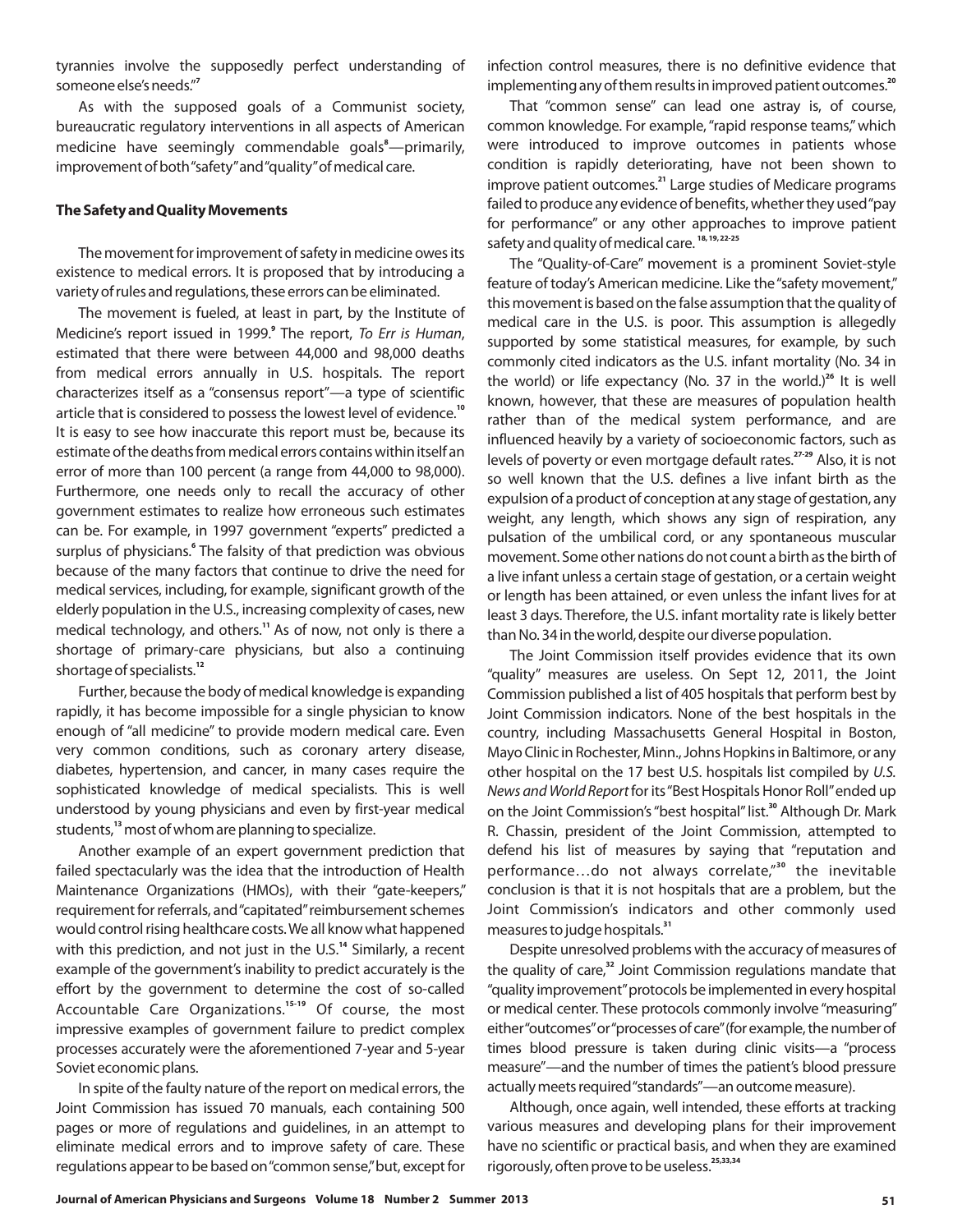tyrannies involve the supposedly perfect understanding of someone else's needs."[7]

As with the supposed goals of a Communist society, bureaucratic regulatory interventions in all aspects of American medicine have seemingly commendable goals[8]—primarily, improvement of both "safety" and "quality" of medical care.

### The Safety and Quality Movements

The movement for improvement of safety in medicine owes its existence to medical errors. It is proposed that by introducing a variety of rules and regulations, these errors can be eliminated.

The movement is fueled, at least in part, by the Institute of Medicine's report issued in 1999.[9] The report, *To Err is Human*, estimated that there were between 44,000 and 98,000 deaths from medical errors annually in U.S. hospitals. The report characterizes itself as a "consensus report"—a type of scientific article that is considered to possess the lowest level of evidence.[10] It is easy to see how inaccurate this report must be, because its estimate of the deaths from medical errors contains within itself an error of more than 100 percent (a range from 44,000 to 98,000). Furthermore, one needs only to recall the accuracy of other government estimates to realize how erroneous such estimates can be. For example, in 1997 government "experts" predicted a surplus of physicians.[6] The falsity of that prediction was obvious because of the many factors that continue to drive the need for medical services, including, for example, significant growth of the elderly population in the U.S., increasing complexity of cases, new medical technology, and others.[11] As of now, not only is there a shortage of primary-care physicians, but also a continuing shortage of specialists.[12]

Further, because the body of medical knowledge is expanding rapidly, it has become impossible for a single physician to know enough of "all medicine" to provide modern medical care. Even very common conditions, such as coronary artery disease, diabetes, hypertension, and cancer, in many cases require the sophisticated knowledge of medical specialists. This is well understood by young physicians and even by first-year medical students,[13] most of whom are planning to specialize.

Another example of an expert government prediction that failed spectacularly was the idea that the introduction of Health Maintenance Organizations (HMOs), with their "gate-keepers," requirement for referrals, and "capitated" reimbursement schemes would control rising healthcare costs. We all know what happened with this prediction, and not just in the U.S.[14] Similarly, a recent example of the government's inability to predict accurately is the effort by the government to determine the cost of so-called Accountable Care Organizations.[15-19] Of course, the most impressive examples of government failure to predict complex processes accurately were the aforementioned 7-year and 5-year Soviet economic plans.

In spite of the faulty nature of the report on medical errors, the Joint Commission has issued 70 manuals, each containing 500 pages or more of regulations and guidelines, in an attempt to eliminate medical errors and to improve safety of care. These regulations appear to be based on "common sense," but, except for infection control measures, there is no definitive evidence that implementing any of them results in improved patient outcomes.[20]

That "common sense" can lead one astray is, of course, common knowledge. For example, "rapid response teams," which were introduced to improve outcomes in patients whose condition is rapidly deteriorating, have not been shown to improve patient outcomes.[21] Large studies of Medicare programs failed to produce any evidence of benefits, whether they used "pay for performance" or any other approaches to improve patient safety and quality of medical care.[18,19,22-25]

The "Quality-of-Care" movement is a prominent Soviet-style feature of today's American medicine. Like the "safety movement," this movement is based on the false assumption that the quality of medical care in the U.S. is poor. This assumption is allegedly supported by some statistical measures, for example, by such commonly cited indicators as the U.S. infant mortality (No. 34 in the world) or life expectancy (No. 37 in the world.)[26] It is well known, however, that these are measures of population health rather than of the medical system performance, and are influenced heavily by a variety of socioeconomic factors, such as levels of poverty or even mortgage default rates.[27-29] Also, it is not so well known that the U.S. defines a live infant birth as the expulsion of a product of conception at any stage of gestation, any weight, any length, which shows any sign of respiration, any pulsation of the umbilical cord, or any spontaneous muscular movement. Some other nations do not count a birth as the birth of a live infant unless a certain stage of gestation, or a certain weight or length has been attained, or even unless the infant lives for at least 3 days. Therefore, the U.S. infant mortality rate is likely better than No. 34 in the world, despite our diverse population.

The Joint Commission itself provides evidence that its own "quality" measures are useless. On Sept 12, 2011, the Joint Commission published a list of 405 hospitals that perform best by Joint Commission indicators. None of the best hospitals in the country, including Massachusetts General Hospital in Boston, Mayo Clinic in Rochester, Minn., Johns Hopkins in Baltimore, or any other hospital on the 17 best U.S. hospitals list compiled by *U.S. News and World Report* for its "Best Hospitals Honor Roll" ended up on the Joint Commission's "best hospital" list.[30] Although Dr. Mark R. Chassin, president of the Joint Commission, attempted to defend his list of measures by saying that "reputation and performance…do not always correlate,"[30] the inevitable conclusion is that it is not hospitals that are a problem, but the Joint Commission's indicators and other commonly used measures to judge hospitals.[31]

Despite unresolved problems with the accuracy of measures of the quality of care,[32] Joint Commission regulations mandate that "quality improvement" protocols be implemented in every hospital or medical center. These protocols commonly involve "measuring" either "outcomes" or "processes of care" (for example, the number of times blood pressure is taken during clinic visits—a "process measure"—and the number of times the patient's blood pressure actually meets required "standards"—an outcome measure).

Although, once again, well intended, these efforts at tracking various measures and developing plans for their improvement have no scientific or practical basis, and when they are examined rigorously, often prove to be useless.[25,33,34]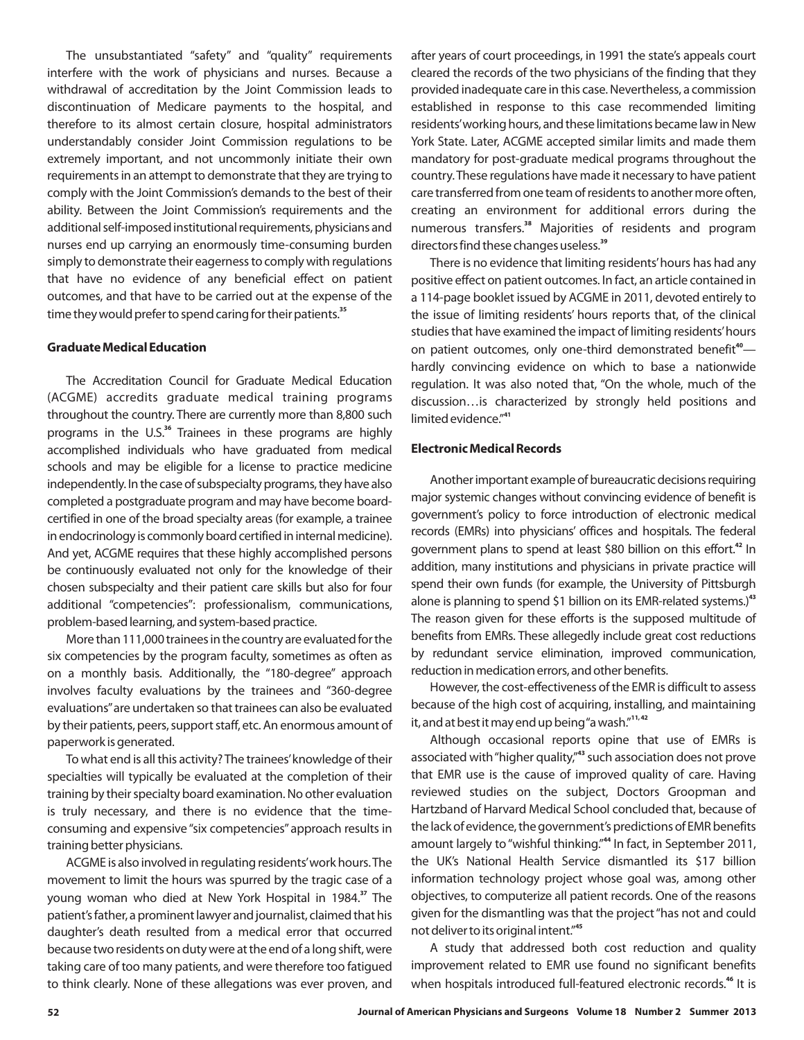The unsubstantiated "safety" and "quality" requirements interfere with the work of physicians and nurses. Because a withdrawal of accreditation by the Joint Commission leads to discontinuation of Medicare payments to the hospital, and therefore to its almost certain closure, hospital administrators understandably consider Joint Commission regulations to be extremely important, and not uncommonly initiate their own requirements in an attempt to demonstrate that they are trying to comply with the Joint Commission's demands to the best of their ability. Between the Joint Commission's requirements and the additional self-imposed institutional requirements, physicians and nurses end up carrying an enormously time-consuming burden simply to demonstrate their eagerness to comply with regulations that have no evidence of any beneficial effect on patient outcomes, and that have to be carried out at the expense of the time they would prefer to spend caring for their patients.[35]

### Graduate Medical Education

The Accreditation Council for Graduate Medical Education (ACGME) accredits graduate medical training programs throughout the country. There are currently more than 8,800 such programs in the U.S.[36] Trainees in these programs are highly accomplished individuals who have graduated from medical schools and may be eligible for a license to practice medicine independently. In the case of subspecialty programs, they have also completed a postgraduate program and may have become board-certified in one of the broad specialty areas (for example, a trainee in endocrinology is commonly board certified in internal medicine). And yet, ACGME requires that these highly accomplished persons be continuously evaluated not only for the knowledge of their chosen subspecialty and their patient care skills but also for four additional "competencies": professionalism, communications, problem-based learning, and system-based practice.

More than 111,000 trainees in the country are evaluated for the six competencies by the program faculty, sometimes as often as on a monthly basis. Additionally, the "180-degree" approach involves faculty evaluations by the trainees and "360-degree evaluations" are undertaken so that trainees can also be evaluated by their patients, peers, support staff, etc. An enormous amount of paperwork is generated.

To what end is all this activity? The trainees' knowledge of their specialties will typically be evaluated at the completion of their training by their specialty board examination. No other evaluation is truly necessary, and there is no evidence that the time-consuming and expensive "six competencies" approach results in training better physicians.

ACGME is also involved in regulating residents' work hours. The movement to limit the hours was spurred by the tragic case of a young woman who died at New York Hospital in 1984.[37] The patient's father, a prominent lawyer and journalist, claimed that his daughter's death resulted from a medical error that occurred because two residents on duty were at the end of a long shift, were taking care of too many patients, and were therefore too fatigued to think clearly. None of these allegations was ever proven, and after years of court proceedings, in 1991 the state's appeals court cleared the records of the two physicians of the finding that they provided inadequate care in this case. Nevertheless, a commission established in response to this case recommended limiting residents' working hours, and these limitations became law in New York State. Later, ACGME accepted similar limits and made them mandatory for post-graduate medical programs throughout the country. These regulations have made it necessary to have patient care transferred from one team of residents to another more often, creating an environment for additional errors during the numerous transfers.[38] Majorities of residents and program directors find these changes useless.[39]

There is no evidence that limiting residents' hours has had any positive effect on patient outcomes. In fact, an article contained in a 114-page booklet issued by ACGME in 2011, devoted entirely to the issue of limiting residents' hours reports that, of the clinical studies that have examined the impact of limiting residents' hours on patient outcomes, only one-third demonstrated benefit[40]—hardly convincing evidence on which to base a nationwide regulation. It was also noted that, "On the whole, much of the discussion…is characterized by strongly held positions and limited evidence."[41]

### Electronic Medical Records

Another important example of bureaucratic decisions requiring major systemic changes without convincing evidence of benefit is government's policy to force introduction of electronic medical records (EMRs) into physicians' offices and hospitals. The federal government plans to spend at least $80 billion on this effort.[42] In addition, many institutions and physicians in private practice will spend their own funds (for example, the University of Pittsburgh alone is planning to spend $1 billion on its EMR-related systems.)[43] The reason given for these efforts is the supposed multitude of benefits from EMRs. These allegedly include great cost reductions by redundant service elimination, improved communication, reduction in medication errors, and other benefits.

However, the cost-effectiveness of the EMR is difficult to assess because of the high cost of acquiring, installing, and maintaining it, and at best it may end up being "a wash."[11,42]

Although occasional reports opine that use of EMRs is associated with "higher quality,"[43] such association does not prove that EMR use is the cause of improved quality of care. Having reviewed studies on the subject, Doctors Groopman and Hartzband of Harvard Medical School concluded that, because of the lack of evidence, the government's predictions of EMR benefits amount largely to "wishful thinking."[44] In fact, in September 2011, the UK's National Health Service dismantled its $17 billion information technology project whose goal was, among other objectives, to computerize all patient records. One of the reasons given for the dismantling was that the project "has not and could not deliver to its original intent."[45]

A study that addressed both cost reduction and quality improvement related to EMR use found no significant benefits when hospitals introduced full-featured electronic records.[46] It is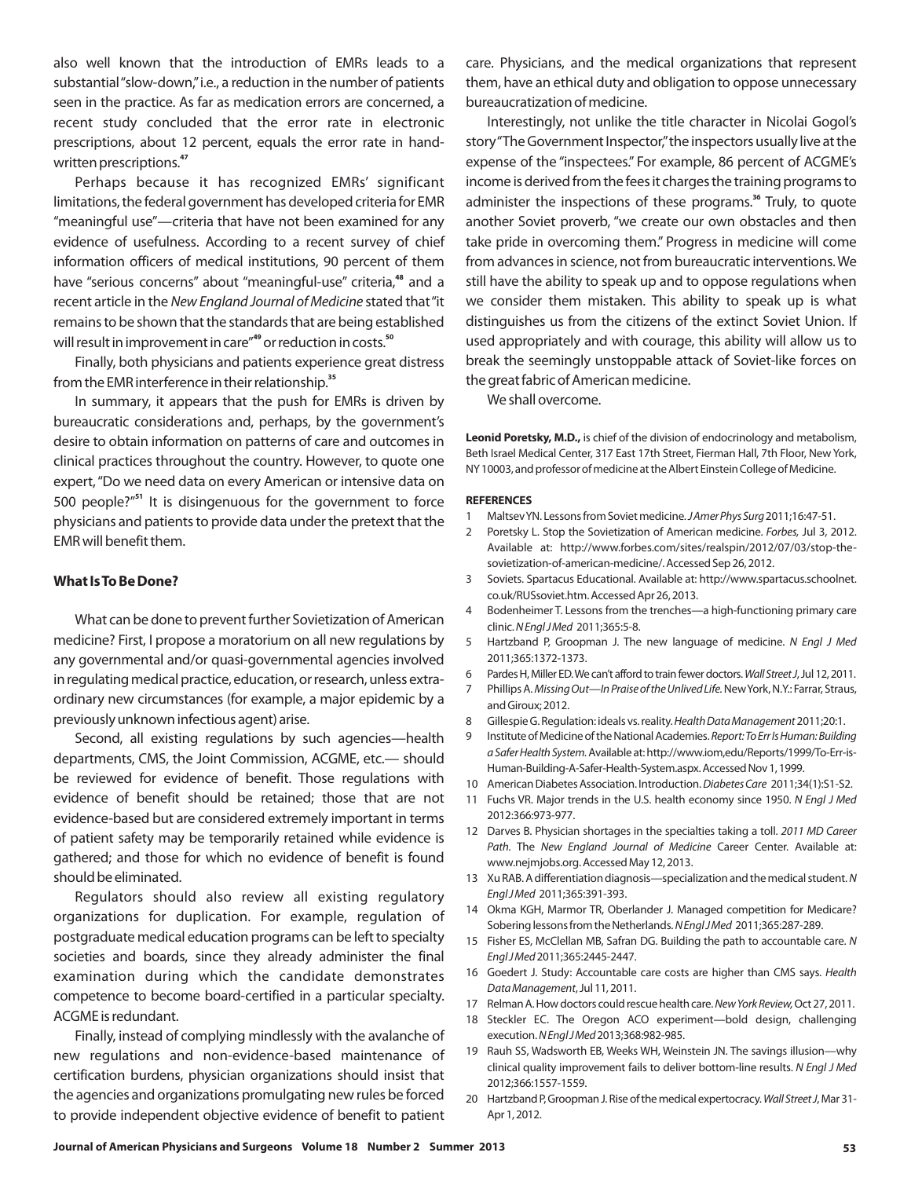also well known that the introduction of EMRs leads to a substantial "slow-down," i.e., a reduction in the number of patients seen in the practice. As far as medication errors are concerned, a recent study concluded that the error rate in electronic prescriptions, about 12 percent, equals the error rate in handwritten prescriptions.[47]

Perhaps because it has recognized EMRs' significant limitations, the federal government has developed criteria for EMR "meaningful use"—criteria that have not been examined for any evidence of usefulness. According to a recent survey of chief information officers of medical institutions, 90 percent of them have "serious concerns" about "meaningful-use" criteria,[48] and a recent article in the *New England Journal of Medicine* stated that "it remains to be shown that the standards that are being established will result in improvement in care"[49] or reduction in costs.[50]

Finally, both physicians and patients experience great distress from the EMR interference in their relationship.[35]

In summary, it appears that the push for EMRs is driven by bureaucratic considerations and, perhaps, by the government's desire to obtain information on patterns of care and outcomes in clinical practices throughout the country. However, to quote one expert, "Do we need data on every American or intensive data on 500 people?"[51] It is disingenuous for the government to force physicians and patients to provide data under the pretext that the EMR will benefit them.

## What Is To Be Done?

What can be done to prevent further Sovietization of American medicine? First, I propose a moratorium on all new regulations by any governmental and/or quasi-governmental agencies involved in regulating medical practice, education, or research, unless extraordinary new circumstances (for example, a major epidemic by a previously unknown infectious agent) arise.

Second, all existing regulations by such agencies—health departments, CMS, the Joint Commission, ACGME, etc.— should be reviewed for evidence of benefit. Those regulations with evidence of benefit should be retained; those that are not evidence-based but are considered extremely important in terms of patient safety may be temporarily retained while evidence is gathered; and those for which no evidence of benefit is found should be eliminated.

Regulators should also review all existing regulatory organizations for duplication. For example, regulation of postgraduate medical education programs can be left to specialty societies and boards, since they already administer the final examination during which the candidate demonstrates competence to become board-certified in a particular specialty. ACGME is redundant.

Finally, instead of complying mindlessly with the avalanche of new regulations and non-evidence-based maintenance of certification burdens, physician organizations should insist that the agencies and organizations promulgating new rules be forced to provide independent objective evidence of benefit to patient care. Physicians, and the medical organizations that represent them, have an ethical duty and obligation to oppose unnecessary bureaucratization of medicine.

Interestingly, not unlike the title character in Nicolai Gogol's story "The Government Inspector," the inspectors usually live at the expense of the "inspectees." For example, 86 percent of ACGME's income is derived from the fees it charges the training programs to administer the inspections of these programs.[36] Truly, to quote another Soviet proverb, "we create our own obstacles and then take pride in overcoming them." Progress in medicine will come from advances in science, not from bureaucratic interventions. We still have the ability to speak up and to oppose regulations when we consider them mistaken. This ability to speak up is what distinguishes us from the citizens of the extinct Soviet Union. If used appropriately and with courage, this ability will allow us to break the seemingly unstoppable attack of Soviet-like forces on the great fabric of American medicine.

We shall overcome.

**Leonid Poretsky, M.D.,** is chief of the division of endocrinology and metabolism, Beth Israel Medical Center, 317 East 17th Street, Fierman Hall, 7th Floor, New York, NY 10003, and professor of medicine at the Albert Einstein College of Medicine.

**REFERENCES**

1. Maltsev YN. Lessons from Soviet medicine. *J Amer Phys Surg* 2011;16:47-51.
2. Poretsky L. Stop the Sovietization of American medicine. *Forbes,* Jul 3, 2012. Available at: http://www.forbes.com/sites/realspin/2012/07/03/stop-the-sovietization-of-american-medicine/. Accessed Sep 26, 2012.
3. Soviets. Spartacus Educational. Available at: http://www.spartacus.schoolnet.co.uk/RUSsoviet.htm. Accessed Apr 26, 2013.
4. Bodenheimer T. Lessons from the trenches—a high-functioning primary care clinic. *N Engl J Med* 2011;365:5-8.
5. Hartzband P, Groopman J. The new language of medicine. *N Engl J Med* 2011;365:1372-1373.
6. Pardes H, Miller ED. We can't afford to train fewer doctors. *Wall Street J*, Jul 12, 2011.
7. Phillips A. *Missing Out—In Praise of the Unlived Life.* New York, N.Y.: Farrar, Straus, and Giroux; 2012.
8. Gillespie G. Regulation: ideals vs. reality. *Health Data Management* 2011;20:1.
9. Institute of Medicine of the National Academies. *Report: To Err Is Human: Building a Safer Health System.* Available at: http://www.iom,edu/Reports/1999/To-Err-is-Human-Building-A-Safer-Health-System.aspx. Accessed Nov 1, 1999.
10. American Diabetes Association. Introduction. *Diabetes Care* 2011;34(1):S1-S2.
11. Fuchs VR. Major trends in the U.S. health economy since 1950. *N Engl J Med* 2012:366:973-977.
12. Darves B. Physician shortages in the specialties taking a toll. *2011 MD Career Path*. The *New England Journal of Medicine* Career Center. Available at: www.nejmjobs.org. Accessed May 12, 2013.
13. Xu RAB. A differentiation diagnosis—specialization and the medical student. *N Engl J Med* 2011;365:391-393.
14. Okma KGH, Marmor TR, Oberlander J. Managed competition for Medicare? Sobering lessons from the Netherlands. *N Engl J Med* 2011;365:287-289.
15. Fisher ES, McClellan MB, Safran DG. Building the path to accountable care. *N Engl J Med* 2011;365:2445-2447.
16. Goedert J. Study: Accountable care costs are higher than CMS says. *Health Data Management*, Jul 11, 2011.
17. Relman A. How doctors could rescue health care. *New York Review,* Oct 27, 2011.
18. Steckler EC. The Oregon ACO experiment—bold design, challenging execution. *N Engl J Med* 2013;368:982-985.
19. Rauh SS, Wadsworth EB, Weeks WH, Weinstein JN. The savings illusion—why clinical quality improvement fails to deliver bottom-line results. *N Engl J Med* 2012;366:1557-1559.
20. Hartzband P, Groopman J. Rise of the medical expertocracy. *Wall Street J*, Mar 31-Apr 1, 2012.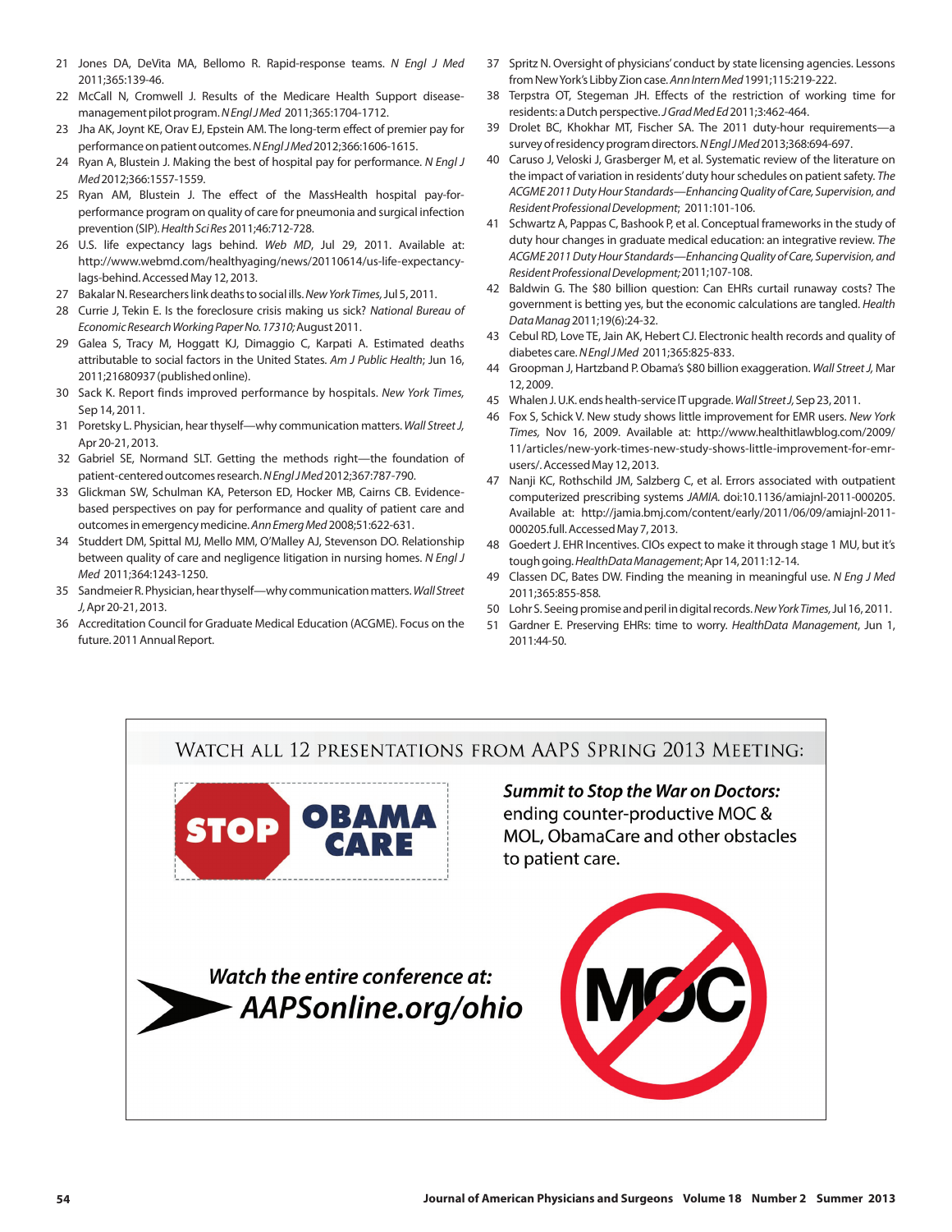21 Jones DA, DeVita MA, Bellomo R. Rapid-response teams. *N Engl J Med* 2011;365:139-46.

22 McCall N, Cromwell J. Results of the Medicare Health Support disease-management pilot program. *N Engl J Med* 2011;365:1704-1712.

23 Jha AK, Joynt KE, Orav EJ, Epstein AM. The long-term effect of premier pay for performance on patient outcomes. *N Engl J Med* 2012;366:1606-1615.

24 Ryan A, Blustein J. Making the best of hospital pay for performance. *N Engl J Med* 2012;366:1557-1559.

25 Ryan AM, Blustein J. The effect of the MassHealth hospital pay-for-performance program on quality of care for pneumonia and surgical infection prevention (SIP). *Health Sci Res* 2011;46:712-728.

26 U.S. life expectancy lags behind. *Web MD*, Jul 29, 2011. Available at: http://www.webmd.com/healthyaging/news/20110614/us-life-expectancy-lags-behind. Accessed May 12, 2013.

27 Bakalar N. Researchers link deaths to social ills. *New York Times,* Jul 5, 2011.

28 Currie J, Tekin E. Is the foreclosure crisis making us sick? *National Bureau of Economic Research Working Paper No. 17310;* August 2011.

29 Galea S, Tracy M, Hoggatt KJ, Dimaggio C, Karpati A. Estimated deaths attributable to social factors in the United States. *Am J Public Health*; Jun 16, 2011;21680937 (published online).

30 Sack K. Report finds improved performance by hospitals. *New York Times,* Sep 14, 2011.

31 Poretsky L. Physician, hear thyself—why communication matters. *Wall Street J,* Apr 20-21, 2013.

32 Gabriel SE, Normand SLT. Getting the methods right—the foundation of patient-centered outcomes research. *N Engl J Med* 2012;367:787-790.

33 Glickman SW, Schulman KA, Peterson ED, Hocker MB, Cairns CB. Evidence-based perspectives on pay for performance and quality of patient care and outcomes in emergency medicine. *Ann Emerg Med* 2008;51:622-631.

34 Studdert DM, Spittal MJ, Mello MM, O'Malley AJ, Stevenson DO. Relationship between quality of care and negligence litigation in nursing homes. *N Engl J Med* 2011;364:1243-1250.

35 Sandmeier R. Physician, hear thyself—why communication matters. *Wall Street J,* Apr 20-21, 2013.

36 Accreditation Council for Graduate Medical Education (ACGME). Focus on the future. 2011 Annual Report.

37 Spritz N. Oversight of physicians' conduct by state licensing agencies. Lessons from New York's Libby Zion case. *Ann Intern Med* 1991;115:219-222.

38 Terpstra OT, Stegeman JH. Effects of the restriction of working time for residents: a Dutch perspective. *J Grad Med Ed* 2011;3:462-464.

39 Drolet BC, Khokhar MT, Fischer SA. The 2011 duty-hour requirements—a survey of residency program directors. *N Engl J Med* 2013;368:694-697.

40 Caruso J, Veloski J, Grasberger M, et al. Systematic review of the literature on the impact of variation in residents' duty hour schedules on patient safety. *The ACGME 2011 Duty Hour Standards—Enhancing Quality of Care, Supervision, and Resident Professional Development*; 2011:101-106.

41 Schwartz A, Pappas C, Bashook P, et al. Conceptual frameworks in the study of duty hour changes in graduate medical education: an integrative review. *The ACGME 2011 Duty Hour Standards—Enhancing Quality of Care, Supervision, and Resident Professional Development;* 2011;107-108.

42 Baldwin G. The $80 billion question: Can EHRs curtail runaway costs? The government is betting yes, but the economic calculations are tangled. *Health Data Manag* 2011;19(6):24-32.

43 Cebul RD, Love TE, Jain AK, Hebert CJ. Electronic health records and quality of diabetes care. *N Engl J Med* 2011;365:825-833.

44 Groopman J, Hartzband P. Obama's $80 billion exaggeration. *Wall Street J,* Mar 12, 2009.

45 Whalen J. U.K. ends health-service IT upgrade. *Wall Street J,* Sep 23, 2011.

46 Fox S, Schick V. New study shows little improvement for EMR users. *New York Times,* Nov 16, 2009. Available at: http://www.healthitlawblog.com/2009/11/articles/new-york-times-new-study-shows-little-improvement-for-emr-users/. Accessed May 12, 2013.

47 Nanji KC, Rothschild JM, Salzberg C, et al. Errors associated with outpatient computerized prescribing systems *JAMIA.* doi:10.1136/amiajnl-2011-000205. Available at: http://jamia.bmj.com/content/early/2011/06/09/amiajnl-2011-000205.full. Accessed May 7, 2013.

48 Goedert J. EHR Incentives. CIOs expect to make it through stage 1 MU, but it's tough going. *HealthData Management*; Apr 14, 2011:12-14.

49 Classen DC, Bates DW. Finding the meaning in meaningful use. *N Eng J Med* 2011;365:855-858.

50 Lohr S. Seeing promise and peril in digital records. *New York Times,* Jul 16, 2011.

51 Gardner E. Preserving EHRs: time to worry. *HealthData Management*, Jun 1, 2011:44-50.

---

WATCH ALL 12 PRESENTATIONS FROM AAPS SPRING 2013 MEETING:

STOP OBAMA CARE

***Summit to Stop the War on Doctors:*** ending counter-productive MOC & MOL, ObamaCare and other obstacles to patient care.

***Watch the entire conference at: AAPSonline.org/ohio***

MOC